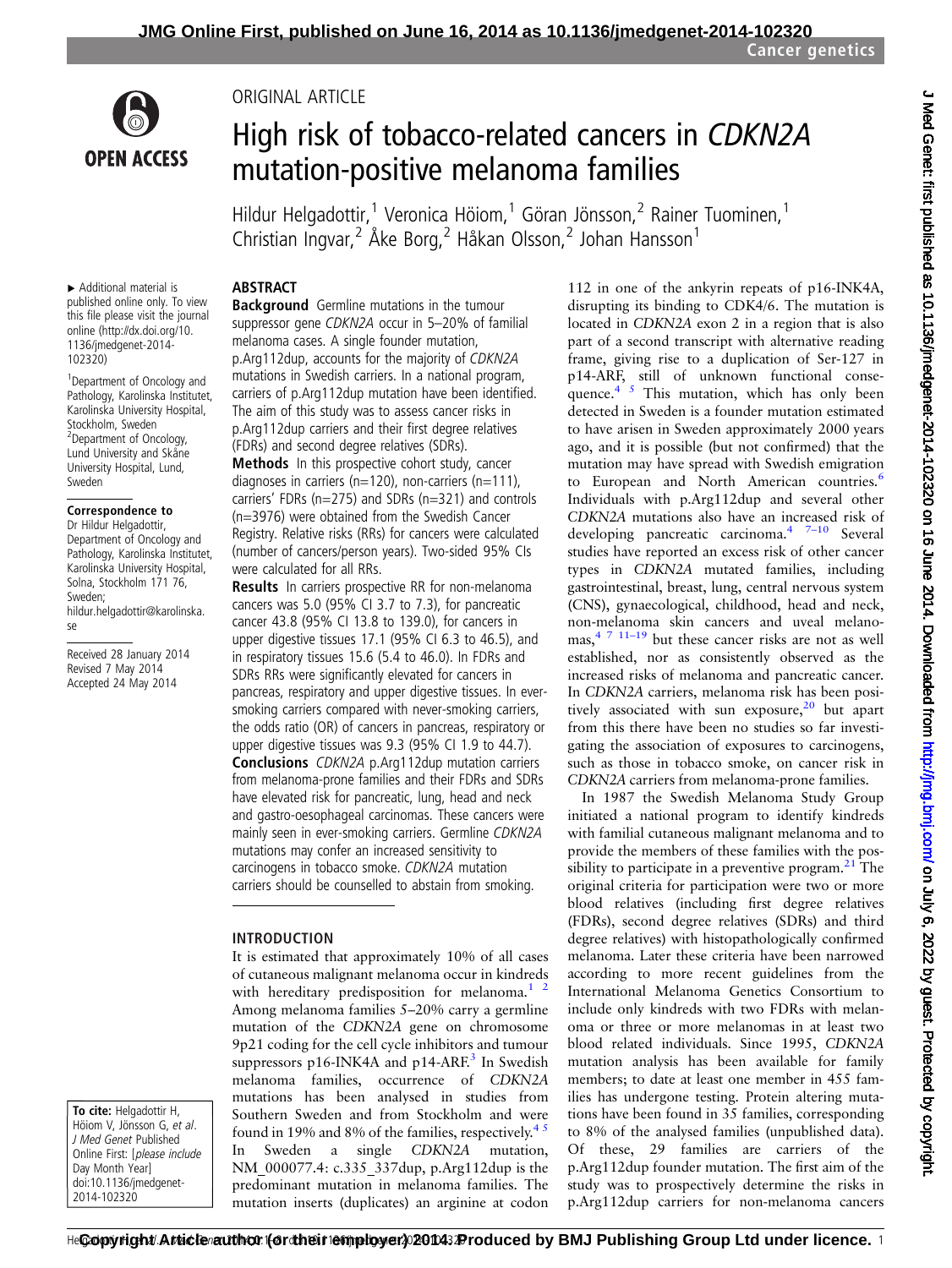ORIGINAL ARTICLE

# High risk of tobacco-related cancers in *CDKN2A* mutation-positive melanoma families

Hildur Helgadottir,[1] Veronica Höiom,[1] Göran Jönsson,[2] Rainer Tuominen,[1] Christian Ingvar,[2] Åke Borg,[2] Håkan Olsson,[2] Johan Hansson[1]

▸ Additional material is published online only. To view this file please visit the journal online (http://dx.doi.org/10.1136/jmedgenet-2014-102320)

[1]Department of Oncology and Pathology, Karolinska Institutet, Karolinska University Hospital, Stockholm, Sweden
[2]Department of Oncology, Lund University and Skåne University Hospital, Lund, Sweden

**Correspondence to**
Dr Hildur Helgadottir, Department of Oncology and Pathology, Karolinska Institutet, Karolinska University Hospital, Solna, Stockholm 171 76, Sweden; hildur.helgadottir@karolinska.se

Received 28 January 2014
Revised 7 May 2014
Accepted 24 May 2014

## ABSTRACT

**Background** Germline mutations in the tumour suppressor gene *CDKN2A* occur in 5–20% of familial melanoma cases. A single founder mutation, p.Arg112dup, accounts for the majority of *CDKN2A* mutations in Swedish carriers. In a national program, carriers of p.Arg112dup mutation have been identified. The aim of this study was to assess cancer risks in p.Arg112dup carriers and their first degree relatives (FDRs) and second degree relatives (SDRs).

**Methods** In this prospective cohort study, cancer diagnoses in carriers (n=120), non-carriers (n=111), carriers' FDRs (n=275) and SDRs (n=321) and controls (n=3976) were obtained from the Swedish Cancer Registry. Relative risks (RRs) for cancers were calculated (number of cancers/person years). Two-sided 95% CIs were calculated for all RRs.

**Results** In carriers prospective RR for non-melanoma cancers was 5.0 (95% CI 3.7 to 7.3), for pancreatic cancer 43.8 (95% CI 13.8 to 139.0), for cancers in upper digestive tissues 17.1 (95% CI 6.3 to 46.5), and in respiratory tissues 15.6 (5.4 to 46.0). In FDRs and SDRs RRs were significantly elevated for cancers in pancreas, respiratory and upper digestive tissues. In ever-smoking carriers compared with never-smoking carriers, the odds ratio (OR) of cancers in pancreas, respiratory or upper digestive tissues was 9.3 (95% CI 1.9 to 44.7).

**Conclusions** *CDKN2A* p.Arg112dup mutation carriers from melanoma-prone families and their FDRs and SDRs have elevated risk for pancreatic, lung, head and neck and gastro-oesophageal carcinomas. These cancers were mainly seen in ever-smoking carriers. Germline *CDKN2A* mutations may confer an increased sensitivity to carcinogens in tobacco smoke. *CDKN2A* mutation carriers should be counselled to abstain from smoking.

## INTRODUCTION

It is estimated that approximately 10% of all cases of cutaneous malignant melanoma occur in kindreds with hereditary predisposition for melanoma.[1,2] Among melanoma families 5–20% carry a germline mutation of the *CDKN2A* gene on chromosome 9p21 coding for the cell cycle inhibitors and tumour suppressors p16-INK4A and p14-ARF.[3] In Swedish melanoma families, occurrence of *CDKN2A* mutations has been analysed in studies from Southern Sweden and from Stockholm and were found in 19% and 8% of the families, respectively.[4,5] In Sweden a single *CDKN2A* mutation, NM_000077.4: c.335_337dup, p.Arg112dup is the predominant mutation in melanoma families. The mutation inserts (duplicates) an arginine at codon 112 in one of the ankyrin repeats of p16-INK4A, disrupting its binding to CDK4/6. The mutation is located in *CDKN2A* exon 2 in a region that is also part of a second transcript with alternative reading frame, giving rise to a duplication of Ser-127 in p14-ARF, still of unknown functional consequence.[4,5] This mutation, which has only been detected in Sweden is a founder mutation estimated to have arisen in Sweden approximately 2000 years ago, and it is possible (but not confirmed) that the mutation may have spread with Swedish emigration to European and North American countries.[6] Individuals with p.Arg112dup and several other *CDKN2A* mutations also have an increased risk of developing pancreatic carcinoma.[4,7–10] Several studies have reported an excess risk of other cancer types in *CDKN2A* mutated families, including gastrointestinal, breast, lung, central nervous system (CNS), gynaecological, childhood, head and neck, non-melanoma skin cancers and uveal melanomas,[4,7,11–19] but these cancer risks are not as well established, nor as consistently observed as the increased risks of melanoma and pancreatic cancer. In *CDKN2A* carriers, melanoma risk has been positively associated with sun exposure,[20] but apart from this there have been no studies so far investigating the association of exposures to carcinogens, such as those in tobacco smoke, on cancer risk in *CDKN2A* carriers from melanoma-prone families.

In 1987 the Swedish Melanoma Study Group initiated a national program to identify kindreds with familial cutaneous malignant melanoma and to provide the members of these families with the possibility to participate in a preventive program.[21] The original criteria for participation were two or more blood relatives (including first degree relatives (FDRs), second degree relatives (SDRs) and third degree relatives) with histopathologically confirmed melanoma. Later these criteria have been narrowed according to more recent guidelines from the International Melanoma Genetics Consortium to include only kindreds with two FDRs with melanoma or three or more melanomas in at least two blood related individuals. Since 1995, *CDKN2A* mutation analysis has been available for family members; to date at least one member in 455 families has undergone testing. Protein altering mutations have been found in 35 families, corresponding to 8% of the analysed families (unpublished data). Of these, 29 families are carriers of the p.Arg112dup founder mutation. The first aim of the study was to prospectively determine the risks in p.Arg112dup carriers for non-melanoma cancers

**To cite:** Helgadottir H, Höiom V, Jönsson G, *et al*. *J Med Genet* Published Online First: [*please include* Day Month Year] doi:10.1136/jmedgenet-2014-102320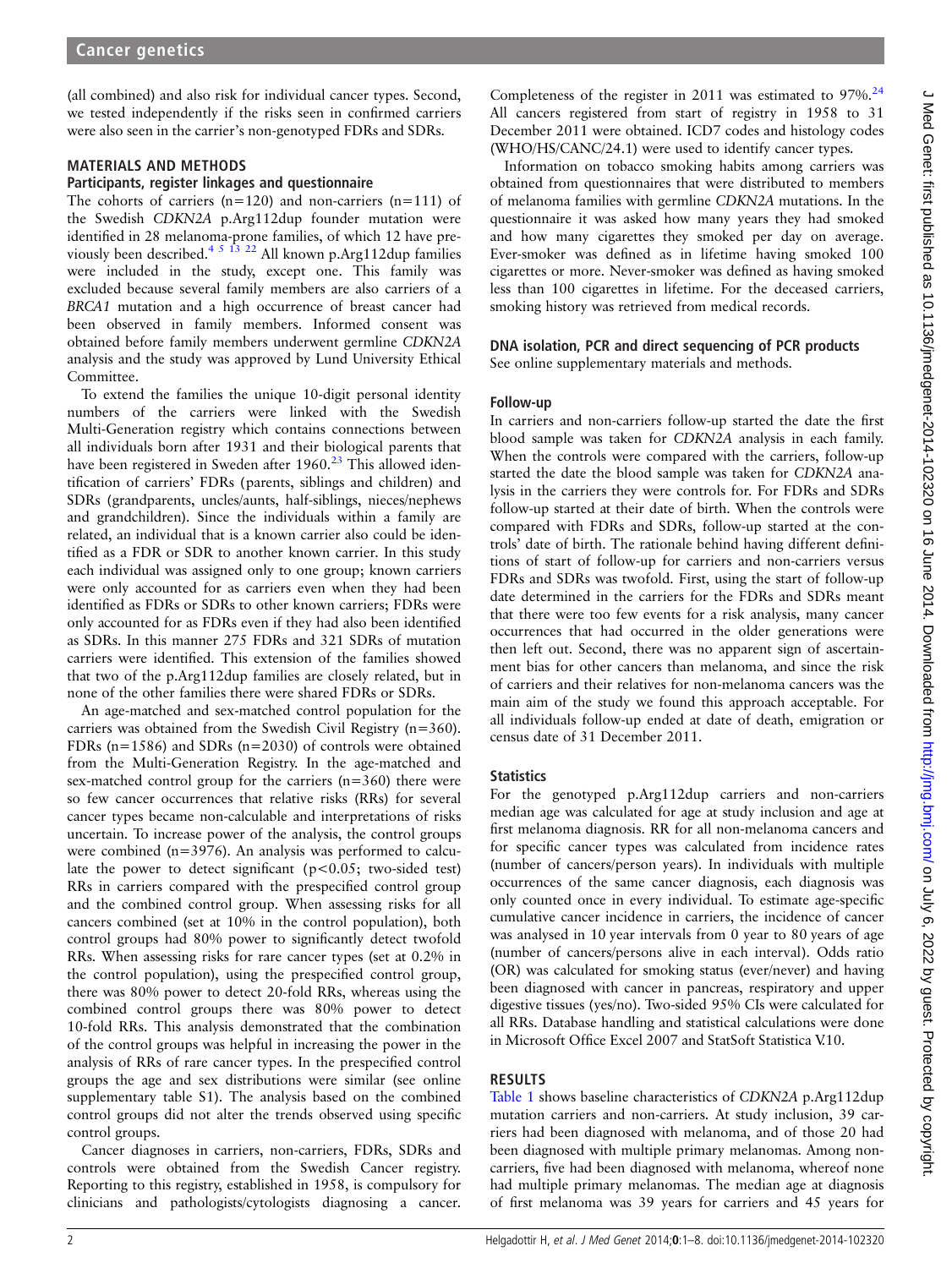(all combined) and also risk for individual cancer types. Second, we tested independently if the risks seen in confirmed carriers were also seen in the carrier's non-genotyped FDRs and SDRs.

## MATERIALS AND METHODS

### Participants, register linkages and questionnaire

The cohorts of carriers (n=120) and non-carriers (n=111) of the Swedish *CDKN2A* p.Arg112dup founder mutation were identified in 28 melanoma-prone families, of which 12 have previously been described.[4 5 13 22] All known p.Arg112dup families were included in the study, except one. This family was excluded because several family members are also carriers of a *BRCA1* mutation and a high occurrence of breast cancer had been observed in family members. Informed consent was obtained before family members underwent germline *CDKN2A* analysis and the study was approved by Lund University Ethical Committee.

To extend the families the unique 10-digit personal identity numbers of the carriers were linked with the Swedish Multi-Generation registry which contains connections between all individuals born after 1931 and their biological parents that have been registered in Sweden after 1960.[23] This allowed identification of carriers' FDRs (parents, siblings and children) and SDRs (grandparents, uncles/aunts, half-siblings, nieces/nephews and grandchildren). Since the individuals within a family are related, an individual that is a known carrier also could be identified as a FDR or SDR to another known carrier. In this study each individual was assigned only to one group; known carriers were only accounted for as carriers even when they had been identified as FDRs or SDRs to other known carriers; FDRs were only accounted for as FDRs even if they had also been identified as SDRs. In this manner 275 FDRs and 321 SDRs of mutation carriers were identified. This extension of the families showed that two of the p.Arg112dup families are closely related, but in none of the other families there were shared FDRs or SDRs.

An age-matched and sex-matched control population for the carriers was obtained from the Swedish Civil Registry (n=360). FDRs (n=1586) and SDRs (n=2030) of controls were obtained from the Multi-Generation Registry. In the age-matched and sex-matched control group for the carriers (n=360) there were so few cancer occurrences that relative risks (RRs) for several cancer types became non-calculable and interpretations of risks uncertain. To increase power of the analysis, the control groups were combined (n=3976). An analysis was performed to calculate the power to detect significant ($p<0.05$; two-sided test) RRs in carriers compared with the prespecified control group and the combined control group. When assessing risks for all cancers combined (set at 10% in the control population), both control groups had 80% power to significantly detect twofold RRs. When assessing risks for rare cancer types (set at 0.2% in the control population), using the prespecified control group, there was 80% power to detect 20-fold RRs, whereas using the combined control groups there was 80% power to detect 10-fold RRs. This analysis demonstrated that the combination of the control groups was helpful in increasing the power in the analysis of RRs of rare cancer types. In the prespecified control groups the age and sex distributions were similar (see online supplementary table S1). The analysis based on the combined control groups did not alter the trends observed using specific control groups.

Cancer diagnoses in carriers, non-carriers, FDRs, SDRs and controls were obtained from the Swedish Cancer registry. Reporting to this registry, established in 1958, is compulsory for clinicians and pathologists/cytologists diagnosing a cancer. Completeness of the register in 2011 was estimated to 97%.[24] All cancers registered from start of registry in 1958 to 31 December 2011 were obtained. ICD7 codes and histology codes (WHO/HS/CANC/24.1) were used to identify cancer types.

Information on tobacco smoking habits among carriers was obtained from questionnaires that were distributed to members of melanoma families with germline *CDKN2A* mutations. In the questionnaire it was asked how many years they had smoked and how many cigarettes they smoked per day on average. Ever-smoker was defined as in lifetime having smoked 100 cigarettes or more. Never-smoker was defined as having smoked less than 100 cigarettes in lifetime. For the deceased carriers, smoking history was retrieved from medical records.

### DNA isolation, PCR and direct sequencing of PCR products

See online supplementary materials and methods.

### Follow-up

In carriers and non-carriers follow-up started the date the first blood sample was taken for *CDKN2A* analysis in each family. When the controls were compared with the carriers, follow-up started the date the blood sample was taken for *CDKN2A* analysis in the carriers they were controls for. For FDRs and SDRs follow-up started at their date of birth. When the controls were compared with FDRs and SDRs, follow-up started at the controls' date of birth. The rationale behind having different definitions of start of follow-up for carriers and non-carriers versus FDRs and SDRs was twofold. First, using the start of follow-up date determined in the carriers for the FDRs and SDRs meant that there were too few events for a risk analysis, many cancer occurrences that had occurred in the older generations were then left out. Second, there was no apparent sign of ascertainment bias for other cancers than melanoma, and since the risk of carriers and their relatives for non-melanoma cancers was the main aim of the study we found this approach acceptable. For all individuals follow-up ended at date of death, emigration or census date of 31 December 2011.

### Statistics

For the genotyped p.Arg112dup carriers and non-carriers median age was calculated for age at study inclusion and age at first melanoma diagnosis. RR for all non-melanoma cancers and for specific cancer types was calculated from incidence rates (number of cancers/person years). In individuals with multiple occurrences of the same cancer diagnosis, each diagnosis was only counted once in every individual. To estimate age-specific cumulative cancer incidence in carriers, the incidence of cancer was analysed in 10 year intervals from 0 year to 80 years of age (number of cancers/persons alive in each interval). Odds ratio (OR) was calculated for smoking status (ever/never) and having been diagnosed with cancer in pancreas, respiratory and upper digestive tissues (yes/no). Two-sided 95% CIs were calculated for all RRs. Database handling and statistical calculations were done in Microsoft Office Excel 2007 and StatSoft Statistica V.10.

## RESULTS

Table 1 shows baseline characteristics of *CDKN2A* p.Arg112dup mutation carriers and non-carriers. At study inclusion, 39 carriers had been diagnosed with melanoma, and of those 20 had been diagnosed with multiple primary melanomas. Among non-carriers, five had been diagnosed with melanoma, whereof none had multiple primary melanomas. The median age at diagnosis of first melanoma was 39 years for carriers and 45 years for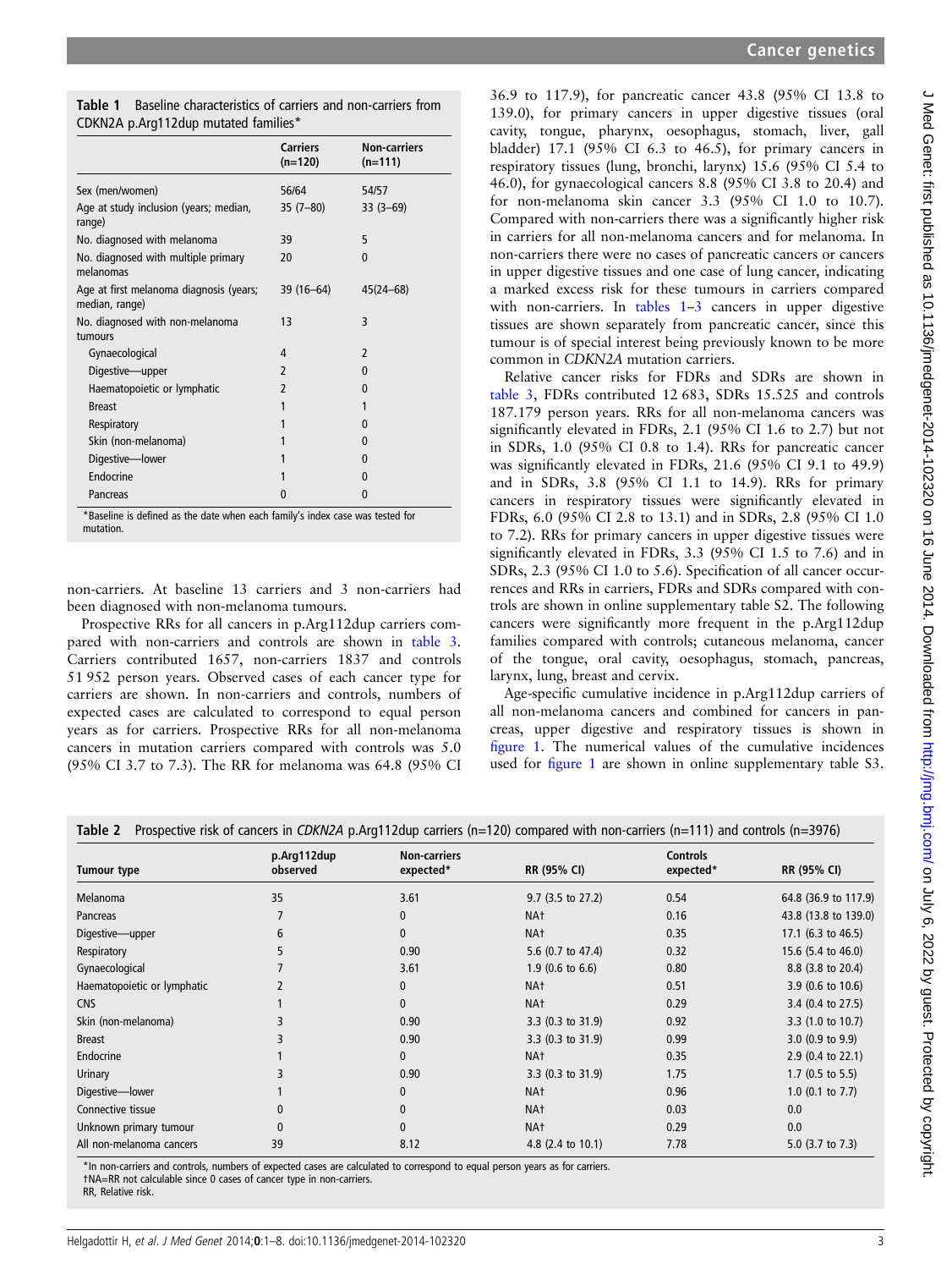**Table 1** Baseline characteristics of carriers and non-carriers from CDKN2A p.Arg112dup mutated families*

| | Carriers (n=120) | Non-carriers (n=111) |
|---|---|---|
| Sex (men/women) | 56/64 | 54/57 |
| Age at study inclusion (years; median, range) | 35 (7–80) | 33 (3–69) |
| No. diagnosed with melanoma | 39 | 5 |
| No. diagnosed with multiple primary melanomas | 20 | 0 |
| Age at first melanoma diagnosis (years; median, range) | 39 (16–64) | 45(24–68) |
| No. diagnosed with non-melanoma tumours | 13 | 3 |
| Gynaecological | 4 | 2 |
| Digestive—upper | 2 | 0 |
| Haematopoietic or lymphatic | 2 | 0 |
| Breast | 1 | 1 |
| Respiratory | 1 | 0 |
| Skin (non-melanoma) | 1 | 0 |
| Digestive—lower | 1 | 0 |
| Endocrine | 1 | 0 |
| Pancreas | 0 | 0 |

*Baseline is defined as the date when each family's index case was tested for mutation.

non-carriers. At baseline 13 carriers and 3 non-carriers had been diagnosed with non-melanoma tumours.

Prospective RRs for all cancers in p.Arg112dup carriers compared with non-carriers and controls are shown in table 3. Carriers contributed 1657, non-carriers 1837 and controls 51 952 person years. Observed cases of each cancer type for carriers are shown. In non-carriers and controls, numbers of expected cases are calculated to correspond to equal person years as for carriers. Prospective RRs for all non-melanoma cancers in mutation carriers compared with controls was 5.0 (95% CI 3.7 to 7.3). The RR for melanoma was 64.8 (95% CI 36.9 to 117.9), for pancreatic cancer 43.8 (95% CI 13.8 to 139.0), for primary cancers in upper digestive tissues (oral cavity, tongue, pharynx, oesophagus, stomach, liver, gall bladder) 17.1 (95% CI 6.3 to 46.5), for primary cancers in respiratory tissues (lung, bronchi, larynx) 15.6 (95% CI 5.4 to 46.0), for gynaecological cancers 8.8 (95% CI 3.8 to 20.4) and for non-melanoma skin cancer 3.3 (95% CI 1.0 to 10.7). Compared with non-carriers there was a significantly higher risk in carriers for all non-melanoma cancers and for melanoma. In non-carriers there were no cases of pancreatic cancers or cancers in upper digestive tissues and one case of lung cancer, indicating a marked excess risk for these tumours in carriers compared with non-carriers. In tables 1–3 cancers in upper digestive tissues are shown separately from pancreatic cancer, since this tumour is of special interest being previously known to be more common in *CDKN2A* mutation carriers.

Relative cancer risks for FDRs and SDRs are shown in table 3, FDRs contributed 12 683, SDRs 15.525 and controls 187.179 person years. RRs for all non-melanoma cancers was significantly elevated in FDRs, 2.1 (95% CI 1.6 to 2.7) but not in SDRs, 1.0 (95% CI 0.8 to 1.4). RRs for pancreatic cancer was significantly elevated in FDRs, 21.6 (95% CI 9.1 to 49.9) and in SDRs, 3.8 (95% CI 1.1 to 14.9). RRs for primary cancers in respiratory tissues were significantly elevated in FDRs, 6.0 (95% CI 2.8 to 13.1) and in SDRs, 2.8 (95% CI 1.0 to 7.2). RRs for primary cancers in upper digestive tissues were significantly elevated in FDRs, 3.3 (95% CI 1.5 to 7.6) and in SDRs, 2.3 (95% CI 1.0 to 5.6). Specification of all cancer occurrences and RRs in carriers, FDRs and SDRs compared with controls are shown in online supplementary table S2. The following cancers were significantly more frequent in the p.Arg112dup families compared with controls; cutaneous melanoma, cancer of the tongue, oral cavity, oesophagus, stomach, pancreas, larynx, lung, breast and cervix.

Age-specific cumulative incidence in p.Arg112dup carriers of all non-melanoma cancers and combined for cancers in pancreas, upper digestive and respiratory tissues is shown in figure 1. The numerical values of the cumulative incidences used for figure 1 are shown in online supplementary table S3.

**Table 2** Prospective risk of cancers in *CDKN2A* p.Arg112dup carriers (n=120) compared with non-carriers (n=111) and controls (n=3976)

| Tumour type | p.Arg112dup observed | Non-carriers expected* | RR (95% CI) | Controls expected* | RR (95% CI) |
|---|---|---|---|---|---|
| Melanoma | 35 | 3.61 | 9.7 (3.5 to 27.2) | 0.54 | 64.8 (36.9 to 117.9) |
| Pancreas | 7 | 0 | NA† | 0.16 | 43.8 (13.8 to 139.0) |
| Digestive—upper | 6 | 0 | NA† | 0.35 | 17.1 (6.3 to 46.5) |
| Respiratory | 5 | 0.90 | 5.6 (0.7 to 47.4) | 0.32 | 15.6 (5.4 to 46.0) |
| Gynaecological | 7 | 3.61 | 1.9 (0.6 to 6.6) | 0.80 | 8.8 (3.8 to 20.4) |
| Haematopoietic or lymphatic | 2 | 0 | NA† | 0.51 | 3.9 (0.6 to 10.6) |
| CNS | 1 | 0 | NA† | 0.29 | 3.4 (0.4 to 27.5) |
| Skin (non-melanoma) | 3 | 0.90 | 3.3 (0.3 to 31.9) | 0.92 | 3.3 (1.0 to 10.7) |
| Breast | 3 | 0.90 | 3.3 (0.3 to 31.9) | 0.99 | 3.0 (0.9 to 9.9) |
| Endocrine | 1 | 0 | NA† | 0.35 | 2.9 (0.4 to 22.1) |
| Urinary | 3 | 0.90 | 3.3 (0.3 to 31.9) | 1.75 | 1.7 (0.5 to 5.5) |
| Digestive—lower | 1 | 0 | NA† | 0.96 | 1.0 (0.1 to 7.7) |
| Connective tissue | 0 | 0 | NA† | 0.03 | 0.0 |
| Unknown primary tumour | 0 | 0 | NA† | 0.29 | 0.0 |
| All non-melanoma cancers | 39 | 8.12 | 4.8 (2.4 to 10.1) | 7.78 | 5.0 (3.7 to 7.3) |

*In non-carriers and controls, numbers of expected cases are calculated to correspond to equal person years as for carriers.
†NA=RR not calculable since 0 cases of cancer type in non-carriers.
RR, Relative risk.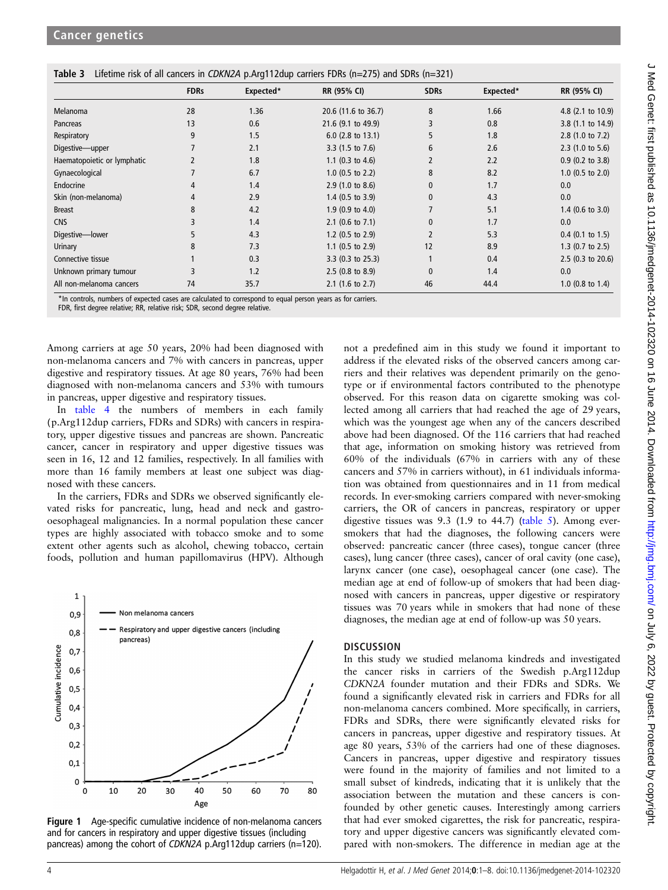**Table 3** Lifetime risk of all cancers in *CDKN2A* p.Arg112dup carriers FDRs (n=275) and SDRs (n=321)

| | FDRs | Expected* | RR (95% CI) | SDRs | Expected* | RR (95% CI) |
|---|---|---|---|---|---|---|
| Melanoma | 28 | 1.36 | 20.6 (11.6 to 36.7) | 8 | 1.66 | 4.8 (2.1 to 10.9) |
| Pancreas | 13 | 0.6 | 21.6 (9.1 to 49.9) | 3 | 0.8 | 3.8 (1.1 to 14.9) |
| Respiratory | 9 | 1.5 | 6.0 (2.8 to 13.1) | 5 | 1.8 | 2.8 (1.0 to 7.2) |
| Digestive—upper | 7 | 2.1 | 3.3 (1.5 to 7.6) | 6 | 2.6 | 2.3 (1.0 to 5.6) |
| Haematopoietic or lymphatic | 2 | 1.8 | 1.1 (0.3 to 4.6) | 2 | 2.2 | 0.9 (0.2 to 3.8) |
| Gynaecological | 7 | 6.7 | 1.0 (0.5 to 2.2) | 8 | 8.2 | 1.0 (0.5 to 2.0) |
| Endocrine | 4 | 1.4 | 2.9 (1.0 to 8.6) | 0 | 1.7 | 0.0 |
| Skin (non-melanoma) | 4 | 2.9 | 1.4 (0.5 to 3.9) | 0 | 4.3 | 0.0 |
| Breast | 8 | 4.2 | 1.9 (0.9 to 4.0) | 7 | 5.1 | 1.4 (0.6 to 3.0) |
| CNS | 3 | 1.4 | 2.1 (0.6 to 7.1) | 0 | 1.7 | 0.0 |
| Digestive—lower | 5 | 4.3 | 1.2 (0.5 to 2.9) | 2 | 5.3 | 0.4 (0.1 to 1.5) |
| Urinary | 8 | 7.3 | 1.1 (0.5 to 2.9) | 12 | 8.9 | 1.3 (0.7 to 2.5) |
| Connective tissue | 1 | 0.3 | 3.3 (0.3 to 25.3) | 1 | 0.4 | 2.5 (0.3 to 20.6) |
| Unknown primary tumour | 3 | 1.2 | 2.5 (0.8 to 8.9) | 0 | 1.4 | 0.0 |
| All non-melanoma cancers | 74 | 35.7 | 2.1 (1.6 to 2.7) | 46 | 44.4 | 1.0 (0.8 to 1.4) |

*In controls, numbers of expected cases are calculated to correspond to equal person years as for carriers.
FDR, first degree relative; RR, relative risk; SDR, second degree relative.

Among carriers at age 50 years, 20% had been diagnosed with non-melanoma cancers and 7% with cancers in pancreas, upper digestive and respiratory tissues. At age 80 years, 76% had been diagnosed with non-melanoma cancers and 53% with tumours in pancreas, upper digestive and respiratory tissues.

In table 4 the numbers of members in each family (p.Arg112dup carriers, FDRs and SDRs) with cancers in respiratory, upper digestive tissues and pancreas are shown. Pancreatic cancer, cancer in respiratory and upper digestive tissues was seen in 16, 12 and 12 families, respectively. In all families with more than 16 family members at least one subject was diagnosed with these cancers.

In the carriers, FDRs and SDRs we observed significantly elevated risks for pancreatic, lung, head and neck and gastro-oesophageal malignancies. In a normal population these cancer types are highly associated with tobacco smoke and to some extent other agents such as alcohol, chewing tobacco, certain foods, pollution and human papillomavirus (HPV). Although not a predefined aim in this study we found it important to address if the elevated risks of the observed cancers among carriers and their relatives was dependent primarily on the genotype or if environmental factors contributed to the phenotype observed. For this reason data on cigarette smoking was collected among all carriers that had reached the age of 29 years, which was the youngest age when any of the cancers described above had been diagnosed. Of the 116 carriers that had reached that age, information on smoking history was retrieved from 60% of the individuals (67% in carriers with any of these cancers and 57% in carriers without), in 61 individuals information was obtained from questionnaires and in 11 from medical records. In ever-smoking carriers compared with never-smoking carriers, the OR of cancers in pancreas, respiratory or upper digestive tissues was 9.3 (1.9 to 44.7) (table 5). Among ever-smokers that had the diagnoses, the following cancers were observed: pancreatic cancer (three cases), tongue cancer (three cases), lung cancer (three cases), cancer of oral cavity (one case), larynx cancer (one case), oesophageal cancer (one case). The median age at end of follow-up of smokers that had been diagnosed with cancers in pancreas, upper digestive or respiratory tissues was 70 years while in smokers that had none of these diagnoses, the median age at end of follow-up was 50 years.

**Figure 1** Age-specific cumulative incidence of non-melanoma cancers and for cancers in respiratory and upper digestive tissues (including pancreas) among the cohort of *CDKN2A* p.Arg112dup carriers (n=120).

## DISCUSSION

In this study we studied melanoma kindreds and investigated the cancer risks in carriers of the Swedish p.Arg112dup *CDKN2A* founder mutation and their FDRs and SDRs. We found a significantly elevated risk in carriers and FDRs for all non-melanoma cancers combined. More specifically, in carriers, FDRs and SDRs, there were significantly elevated risks for cancers in pancreas, upper digestive and respiratory tissues. At age 80 years, 53% of the carriers had one of these diagnoses. Cancers in pancreas, upper digestive and respiratory tissues were found in the majority of families and not limited to a small subset of kindreds, indicating that it is unlikely that the association between the mutation and these cancers is confounded by other genetic causes. Interestingly among carriers that had ever smoked cigarettes, the risk for pancreatic, respiratory and upper digestive cancers was significantly elevated compared with non-smokers. The difference in median age at the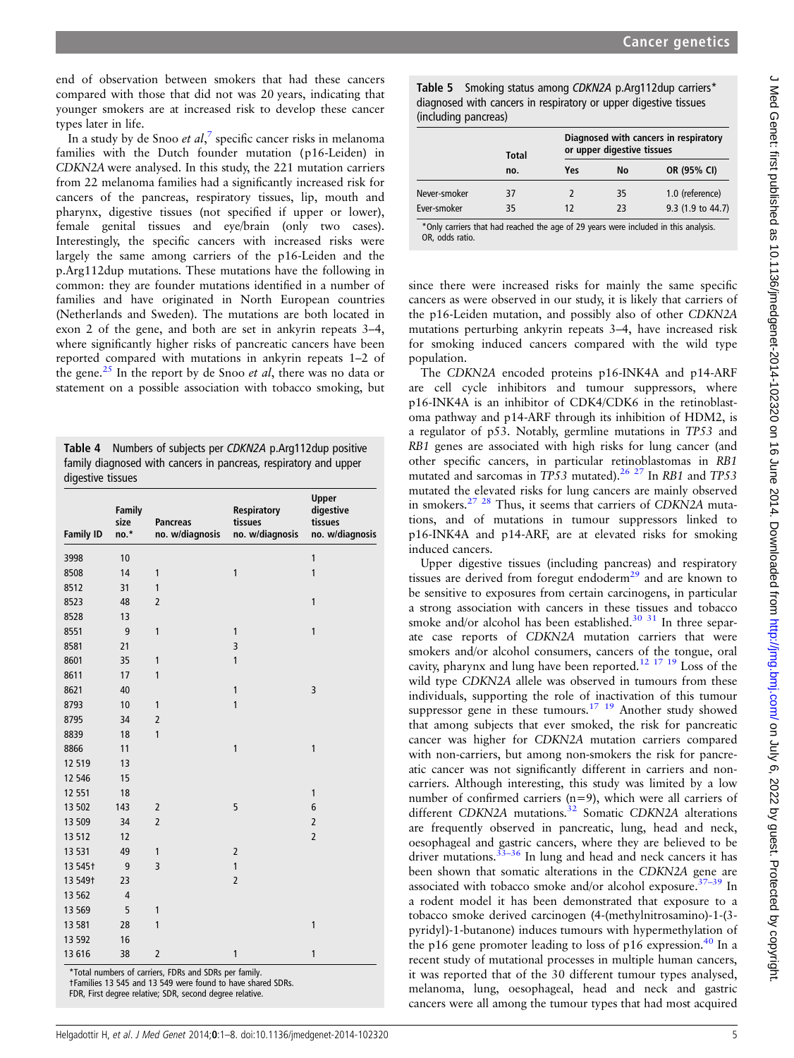end of observation between smokers that had these cancers compared with those that did not was 20 years, indicating that younger smokers are at increased risk to develop these cancer types later in life.

In a study by de Snoo *et al*,[7] specific cancer risks in melanoma families with the Dutch founder mutation (p16-Leiden) in *CDKN2A* were analysed. In this study, the 221 mutation carriers from 22 melanoma families had a significantly increased risk for cancers of the pancreas, respiratory tissues, lip, mouth and pharynx, digestive tissues (not specified if upper or lower), female genital tissues and eye/brain (only two cases). Interestingly, the specific cancers with increased risks were largely the same among carriers of the p16-Leiden and the p.Arg112dup mutations. These mutations have the following in common: they are founder mutations identified in a number of families and have originated in North European countries (Netherlands and Sweden). The mutations are both located in exon 2 of the gene, and both are set in ankyrin repeats 3–4, where significantly higher risks of pancreatic cancers have been reported compared with mutations in ankyrin repeats 1–2 of the gene.[25] In the report by de Snoo *et al*, there was no data or statement on a possible association with tobacco smoking, but since there were increased risks for mainly the same specific cancers as were observed in our study, it is likely that carriers of the p16-Leiden mutation, and possibly also of other *CDKN2A* mutations perturbing ankyrin repeats 3–4, have increased risk for smoking induced cancers compared with the wild type population.

**Table 4** Numbers of subjects per *CDKN2A* p.Arg112dup positive family diagnosed with cancers in pancreas, respiratory and upper digestive tissues

| Family ID | Family size no.* | Pancreas no. w/diagnosis | Respiratory tissues no. w/diagnosis | Upper digestive tissues no. w/diagnosis |
|---|---|---|---|---|
| 3998 | 10 | | | 1 |
| 8508 | 14 | 1 | 1 | 1 |
| 8512 | 31 | 1 | | |
| 8523 | 48 | 2 | | 1 |
| 8528 | 13 | | | |
| 8551 | 9 | 1 | 1 | 1 |
| 8581 | 21 | | 3 | |
| 8601 | 35 | 1 | 1 | |
| 8611 | 17 | 1 | | |
| 8621 | 40 | | 1 | 3 |
| 8793 | 10 | 1 | 1 | |
| 8795 | 34 | 2 | | |
| 8839 | 18 | 1 | | |
| 8866 | 11 | | 1 | 1 |
| 12 519 | 13 | | | |
| 12 546 | 15 | | | |
| 12 551 | 18 | | | 1 |
| 13 502 | 143 | 2 | 5 | 6 |
| 13 509 | 34 | 2 | | 2 |
| 13 512 | 12 | | | 2 |
| 13 531 | 49 | 1 | 2 | |
| 13 545† | 9 | 3 | 1 | |
| 13 549† | 23 | | 2 | |
| 13 562 | 4 | | | |
| 13 569 | 5 | 1 | | |
| 13 581 | 28 | 1 | | 1 |
| 13 592 | 16 | | | |
| 13 616 | 38 | 2 | 1 | 1 |

*Total numbers of carriers, FDRs and SDRs per family.
†Families 13 545 and 13 549 were found to have shared SDRs.
FDR, First degree relative; SDR, second degree relative.

**Table 5** Smoking status among *CDKN2A* p.Arg112dup carriers* diagnosed with cancers in respiratory or upper digestive tissues (including pancreas)

| | Total no. | Diagnosed with cancers in respiratory or upper digestive tissues | | |
|---|---|---|---|---|
| | | Yes | No | OR (95% CI) |
| Never-smoker | 37 | 2 | 35 | 1.0 (reference) |
| Ever-smoker | 35 | 12 | 23 | 9.3 (1.9 to 44.7) |

*Only carriers that had reached the age of 29 years were included in this analysis.
OR, odds ratio.

The *CDKN2A* encoded proteins p16-INK4A and p14-ARF are cell cycle inhibitors and tumour suppressors, where p16-INK4A is an inhibitor of CDK4/CDK6 in the retinoblastoma pathway and p14-ARF through its inhibition of HDM2, is a regulator of p53. Notably, germline mutations in *TP53* and *RB1* genes are associated with high risks for lung cancer (and other specific cancers, in particular retinoblastomas in *RB1* mutated and sarcomas in *TP53* mutated).[26 27] In *RB1* and *TP53* mutated the elevated risks for lung cancers are mainly observed in smokers.[27 28] Thus, it seems that carriers of *CDKN2A* mutations, and of mutations in tumour suppressors linked to p16-INK4A and p14-ARF, are at elevated risks for smoking induced cancers.

Upper digestive tissues (including pancreas) and respiratory tissues are derived from foregut endoderm[29] and are known to be sensitive to exposures from certain carcinogens, in particular a strong association with cancers in these tissues and tobacco smoke and/or alcohol has been established.[30 31] In three separate case reports of *CDKN2A* mutation carriers that were smokers and/or alcohol consumers, cancers of the tongue, oral cavity, pharynx and lung have been reported.[12 17 19] Loss of the wild type *CDKN2A* allele was observed in tumours from these individuals, supporting the role of inactivation of this tumour suppressor gene in these tumours.[17 19] Another study showed that among subjects that ever smoked, the risk for pancreatic cancer was higher for *CDKN2A* mutation carriers compared with non-carriers, but among non-smokers the risk for pancreatic cancer was not significantly different in carriers and non-carriers. Although interesting, this study was limited by a low number of confirmed carriers (n=9), which were all carriers of different *CDKN2A* mutations.[32] Somatic *CDKN2A* alterations are frequently observed in pancreatic, lung, head and neck, oesophageal and gastric cancers, where they are believed to be driver mutations.[33–36] In lung and head and neck cancers it has been shown that somatic alterations in the *CDKN2A* gene are associated with tobacco smoke and/or alcohol exposure.[37–39] In a rodent model it has been demonstrated that exposure to a tobacco smoke derived carcinogen (4-(methylnitrosamino)-1-(3-pyridyl)-1-butanone) induces tumours with hypermethylation of the p16 gene promoter leading to loss of p16 expression.[40] In a recent study of mutational processes in multiple human cancers, it was reported that of the 30 different tumour types analysed, melanoma, lung, oesophageal, head and neck and gastric cancers were all among the tumour types that had most acquired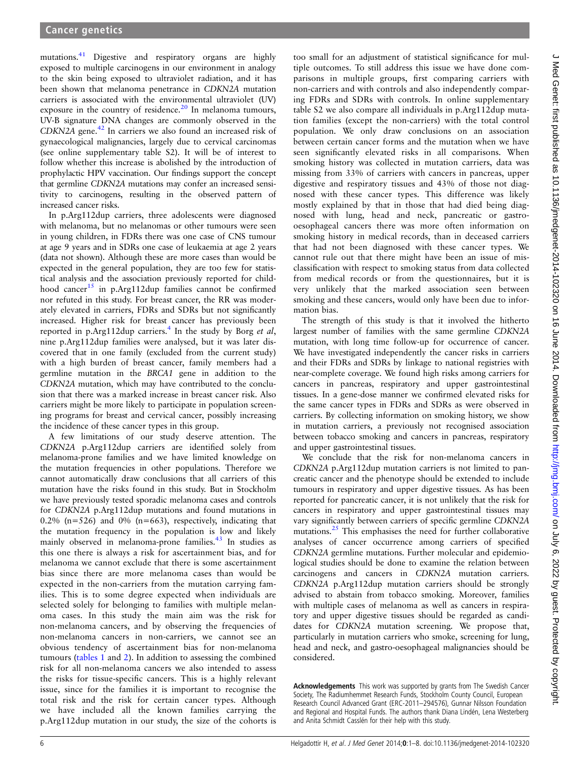mutations.[41] Digestive and respiratory organs are highly exposed to multiple carcinogens in our environment in analogy to the skin being exposed to ultraviolet radiation, and it has been shown that melanoma penetrance in *CDKN2A* mutation carriers is associated with the environmental ultraviolet (UV) exposure in the country of residence.[20] In melanoma tumours, UV-B signature DNA changes are commonly observed in the *CDKN2A* gene.[42] In carriers we also found an increased risk of gynaecological malignancies, largely due to cervical carcinomas (see online supplementary table S2). It will be of interest to follow whether this increase is abolished by the introduction of prophylactic HPV vaccination. Our findings support the concept that germline *CDKN2A* mutations may confer an increased sensitivity to carcinogens, resulting in the observed pattern of increased cancer risks.

In p.Arg112dup carriers, three adolescents were diagnosed with melanoma, but no melanomas or other tumours were seen in young children, in FDRs there was one case of CNS tumour at age 9 years and in SDRs one case of leukaemia at age 2 years (data not shown). Although these are more cases than would be expected in the general population, they are too few for statistical analysis and the association previously reported for childhood cancer[15] in p.Arg112dup families cannot be confirmed nor refuted in this study. For breast cancer, the RR was moderately elevated in carriers, FDRs and SDRs but not significantly increased. Higher risk for breast cancer has previously been reported in p.Arg112dup carriers.[4] In the study by Borg *et al*, nine p.Arg112dup families were analysed, but it was later discovered that in one family (excluded from the current study) with a high burden of breast cancer, family members had a germline mutation in the *BRCA1* gene in addition to the *CDKN2A* mutation, which may have contributed to the conclusion that there was a marked increase in breast cancer risk. Also carriers might be more likely to participate in population screening programs for breast and cervical cancer, possibly increasing the incidence of these cancer types in this group.

A few limitations of our study deserve attention. The *CDKN2A* p.Arg112dup carriers are identified solely from melanoma-prone families and we have limited knowledge on the mutation frequencies in other populations. Therefore we cannot automatically draw conclusions that all carriers of this mutation have the risks found in this study. But in Stockholm we have previously tested sporadic melanoma cases and controls for *CDKN2A* p.Arg112dup mutations and found mutations in 0.2% (n=526) and 0% (n=663), respectively, indicating that the mutation frequency in the population is low and likely mainly observed in melanoma-prone families.[43] In studies as this one there is always a risk for ascertainment bias, and for melanoma we cannot exclude that there is some ascertainment bias since there are more melanoma cases than would be expected in the non-carriers from the mutation carrying families. This is to some degree expected when individuals are selected solely for belonging to families with multiple melanoma cases. In this study the main aim was the risk for non-melanoma cancers, and by observing the frequencies of non-melanoma cancers in non-carriers, we cannot see an obvious tendency of ascertainment bias for non-melanoma tumours (tables 1 and 2). In addition to assessing the combined risk for all non-melanoma cancers we also intended to assess the risks for tissue-specific cancers. This is a highly relevant issue, since for the families it is important to recognise the total risk and the risk for certain cancer types. Although we have included all the known families carrying the p.Arg112dup mutation in our study, the size of the cohorts is too small for an adjustment of statistical significance for multiple outcomes. To still address this issue we have done comparisons in multiple groups, first comparing carriers with non-carriers and with controls and also independently comparing FDRs and SDRs with controls. In online supplementary table S2 we also compare all individuals in p.Arg112dup mutation families (except the non-carriers) with the total control population. We only draw conclusions on an association between certain cancer forms and the mutation when we have seen significantly elevated risks in all comparisons. When smoking history was collected in mutation carriers, data was missing from 33% of carriers with cancers in pancreas, upper digestive and respiratory tissues and 43% of those not diagnosed with these cancer types. This difference was likely mostly explained by that in those that had died being diagnosed with lung, head and neck, pancreatic or gastro-oesophageal cancers there was more often information on smoking history in medical records, than in deceased carriers that had not been diagnosed with these cancer types. We cannot rule out that there might have been an issue of misclassification with respect to smoking status from data collected from medical records or from the questionnaires, but it is very unlikely that the marked association seen between smoking and these cancers, would only have been due to information bias.

The strength of this study is that it involved the hitherto largest number of families with the same germline *CDKN2A* mutation, with long time follow-up for occurrence of cancer. We have investigated independently the cancer risks in carriers and their FDRs and SDRs by linkage to national registries with near-complete coverage. We found high risks among carriers for cancers in pancreas, respiratory and upper gastrointestinal tissues. In a gene-dose manner we confirmed elevated risks for the same cancer types in FDRs and SDRs as were observed in carriers. By collecting information on smoking history, we show in mutation carriers, a previously not recognised association between tobacco smoking and cancers in pancreas, respiratory and upper gastrointestinal tissues.

We conclude that the risk for non-melanoma cancers in *CDKN2A* p.Arg112dup mutation carriers is not limited to pancreatic cancer and the phenotype should be extended to include tumours in respiratory and upper digestive tissues. As has been reported for pancreatic cancer, it is not unlikely that the risk for cancers in respiratory and upper gastrointestinal tissues may vary significantly between carriers of specific germline *CDKN2A* mutations.[25] This emphasises the need for further collaborative analyses of cancer occurrence among carriers of specified *CDKN2A* germline mutations. Further molecular and epidemiological studies should be done to examine the relation between carcinogens and cancers in *CDKN2A* mutation carriers. *CDKN2A* p.Arg112dup mutation carriers should be strongly advised to abstain from tobacco smoking. Moreover, families with multiple cases of melanoma as well as cancers in respiratory and upper digestive tissues should be regarded as candidates for *CDKN2A* mutation screening. We propose that, particularly in mutation carriers who smoke, screening for lung, head and neck, and gastro-oesophageal malignancies should be considered.

**Acknowledgements** This work was supported by grants from The Swedish Cancer Society, The Radiumhemmet Research Funds, Stockholm County Council, European Research Council Advanced Grant (ERC-2011–294576), Gunnar Nilsson Foundation and Regional and Hospital Funds. The authors thank Diana Lindén, Lena Westerberg and Anita Schmidt Casslén for their help with this study.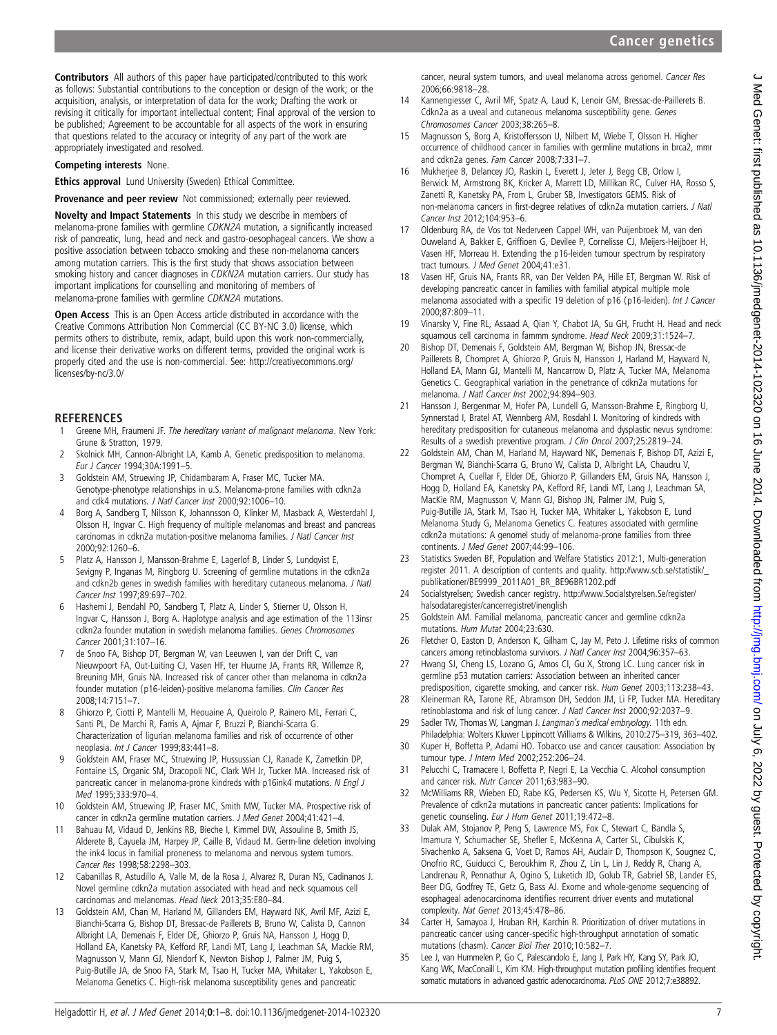**Contributors** All authors of this paper have participated/contributed to this work as follows: Substantial contributions to the conception or design of the work; or the acquisition, analysis, or interpretation of data for the work; Drafting the work or revising it critically for important intellectual content; Final approval of the version to be published; Agreement to be accountable for all aspects of the work in ensuring that questions related to the accuracy or integrity of any part of the work are appropriately investigated and resolved.

**Competing interests** None.

**Ethics approval** Lund University (Sweden) Ethical Committee.

**Provenance and peer review** Not commissioned; externally peer reviewed.

**Novelty and Impact Statements** In this study we describe in members of melanoma-prone families with germline *CDKN2A* mutation, a significantly increased risk of pancreatic, lung, head and neck and gastro-oesophageal cancers. We show a positive association between tobacco smoking and these non-melanoma cancers among mutation carriers. This is the first study that shows association between smoking history and cancer diagnoses in *CDKN2A* mutation carriers. Our study has important implications for counselling and monitoring of members of melanoma-prone families with germline *CDKN2A* mutations.

**Open Access** This is an Open Access article distributed in accordance with the Creative Commons Attribution Non Commercial (CC BY-NC 3.0) license, which permits others to distribute, remix, adapt, build upon this work non-commercially, and license their derivative works on different terms, provided the original work is properly cited and the use is non-commercial. See: http://creativecommons.org/licenses/by-nc/3.0/

## REFERENCES

1. Greene MH, Fraumeni JF. *The hereditary variant of malignant melanoma*. New York: Grune & Stratton, 1979.
2. Skolnick MH, Cannon-Albright LA, Kamb A. Genetic predisposition to melanoma. *Eur J Cancer* 1994;30A:1991–5.
3. Goldstein AM, Struewing JP, Chidambaram A, Fraser MC, Tucker MA. Genotype-phenotype relationships in u.S. Melanoma-prone families with cdkn2a and cdk4 mutations. *J Natl Cancer Inst* 2000;92:1006–10.
4. Borg A, Sandberg T, Nilsson K, Johannsson O, Klinker M, Masback A, Westerdahl J, Olsson H, Ingvar C. High frequency of multiple melanomas and breast and pancreas carcinomas in cdkn2a mutation-positive melanoma families. *J Natl Cancer Inst* 2000;92:1260–6.
5. Platz A, Hansson J, Mansson-Brahme E, Lagerlof B, Linder S, Lundqvist E, Sevigny P, Inganas M, Ringborg U. Screening of germline mutations in the cdkn2a and cdkn2b genes in swedish families with hereditary cutaneous melanoma. *J Natl Cancer Inst* 1997;89:697–702.
6. Hashemi J, Bendahl PO, Sandberg T, Platz A, Linder S, Stierner U, Olsson H, Ingvar C, Hansson J, Borg A. Haplotype analysis and age estimation of the 113insr cdkn2a founder mutation in swedish melanoma families. *Genes Chromosomes Cancer* 2001;31:107–16.
7. de Snoo FA, Bishop DT, Bergman W, van Leeuwen I, van der Drift C, van Nieuwpoort FA, Out-Luiting CJ, Vasen HF, ter Huurne JA, Frants RR, Willemze R, Breuning MH, Gruis NA. Increased risk of cancer other than melanoma in cdkn2a founder mutation (p16-leiden)-positive melanoma families. *Clin Cancer Res* 2008;14:7151–7.
8. Ghiorzo P, Ciotti P, Mantelli M, Heouaine A, Queirolo P, Rainero ML, Ferrari C, Santi PL, De Marchi R, Farris A, Ajmar F, Bruzzi P, Bianchi-Scarra G. Characterization of ligurian melanoma families and risk of occurrence of other neoplasia. *Int J Cancer* 1999;83:441–8.
9. Goldstein AM, Fraser MC, Struewing JP, Hussussian CJ, Ranade K, Zametkin DP, Fontaine LS, Organic SM, Dracopoli NC, Clark WH Jr, Tucker MA. Increased risk of pancreatic cancer in melanoma-prone kindreds with p16ink4 mutations. *N Engl J Med* 1995;333:970–4.
10. Goldstein AM, Struewing JP, Fraser MC, Smith MW, Tucker MA. Prospective risk of cancer in cdkn2a germline mutation carriers. *J Med Genet* 2004;41:421–4.
11. Bahuau M, Vidaud D, Jenkins RB, Bieche I, Kimmel DW, Assouline B, Smith JS, Alderete B, Cayuela JM, Harpey JP, Caille B, Vidaud M. Germ-line deletion involving the ink4 locus in familial proneness to melanoma and nervous system tumors. *Cancer Res* 1998;58:2298–303.
12. Cabanillas R, Astudillo A, Valle M, de la Rosa J, Alvarez R, Duran NS, Cadinanos J. Novel germline cdkn2a mutation associated with head and neck squamous cell carcinomas and melanomas. *Head Neck* 2013;35:E80–84.
13. Goldstein AM, Chan M, Harland M, Gillanders EM, Hayward NK, Avril MF, Azizi E, Bianchi-Scarra G, Bishop DT, Bressac-de Paillerets B, Bruno W, Calista D, Cannon Albright LA, Demenais F, Elder DE, Ghiorzo P, Gruis NA, Hansson J, Hogg D, Holland EA, Kanetsky PA, Kefford RF, Landi MT, Lang J, Leachman SA, Mackie RM, Magnusson V, Mann GJ, Niendorf K, Newton Bishop J, Palmer JM, Puig S, Puig-Butille JA, de Snoo FA, Stark M, Tsao H, Tucker MA, Whitaker L, Yakobson E, Melanoma Genetics C. High-risk melanoma susceptibility genes and pancreatic cancer, neural system tumors, and uveal melanoma across genomel. *Cancer Res* 2006;66:9818–28.
14. Kannengiesser C, Avril MF, Spatz A, Laud K, Lenoir GM, Bressac-de-Paillerets B. Cdkn2a as a uveal and cutaneous melanoma susceptibility gene. *Genes Chromosomes Cancer* 2003;38:265–8.
15. Magnusson S, Borg A, Kristoffersson U, Nilbert M, Wiebe T, Olsson H. Higher occurrence of childhood cancer in families with germline mutations in brca2, mmr and cdkn2a genes. *Fam Cancer* 2008;7:331–7.
16. Mukherjee B, Delancey JO, Raskin L, Everett J, Jeter J, Begg CB, Orlow I, Berwick M, Armstrong BK, Kricker A, Marrett LD, Millikan RC, Culver HA, Rosso S, Zanetti R, Kanetsky PA, From L, Gruber SB, Investigators GEMS. Risk of non-melanoma cancers in first-degree relatives of cdkn2a mutation carriers. *J Natl Cancer Inst* 2012;104:953–6.
17. Oldenburg RA, de Vos tot Nederveen Cappel WH, van Puijenbroek M, van den Ouweland A, Bakker E, Griffioen G, Devilee P, Cornelisse CJ, Meijers-Heijboer H, Vasen HF, Morreau H. Extending the p16-leiden tumour spectrum by respiratory tract tumours. *J Med Genet* 2004;41:e31.
18. Vasen HF, Gruis NA, Frants RR, van Der Velden PA, Hille ET, Bergman W. Risk of developing pancreatic cancer in families with familial atypical multiple mole melanoma associated with a specific 19 deletion of p16 (p16-leiden). *Int J Cancer* 2000;87:809–11.
19. Vinarsky V, Fine RL, Assaad A, Qian Y, Chabot JA, Su GH, Frucht H. Head and neck squamous cell carcinoma in fammm syndrome. *Head Neck* 2009;31:1524–7.
20. Bishop DT, Demenais F, Goldstein AM, Bergman W, Bishop JN, Bressac-de Paillerets B, Chompret A, Ghiorzo P, Gruis N, Hansson J, Harland M, Hayward N, Holland EA, Mann GJ, Mantelli M, Nancarrow D, Platz A, Tucker MA, Melanoma Genetics C. Geographical variation in the penetrance of cdkn2a mutations for melanoma. *J Natl Cancer Inst* 2002;94:894–903.
21. Hansson J, Bergenmar M, Hofer PA, Lundell G, Mansson-Brahme E, Ringborg U, Synnerstad I, Bratel AT, Wennberg AM, Rosdahl I. Monitoring of kindreds with hereditary predisposition for cutaneous melanoma and dysplastic nevus syndrome: Results of a swedish preventive program. *J Clin Oncol* 2007;25:2819–24.
22. Goldstein AM, Chan M, Harland M, Hayward NK, Demenais F, Bishop DT, Azizi E, Bergman W, Bianchi-Scarra G, Bruno W, Calista D, Albright LA, Chaudru V, Chompret A, Cuellar F, Elder DE, Ghiorzo P, Gillanders EM, Gruis NA, Hansson J, Hogg D, Holland EA, Kanetsky PA, Kefford RF, Landi MT, Lang J, Leachman SA, MacKie RM, Magnusson V, Mann GJ, Bishop JN, Palmer JM, Puig S, Puig-Butille JA, Stark M, Tsao H, Tucker MA, Whitaker L, Yakobson E, Lund Melanoma Study G, Melanoma Genetics C. Features associated with germline cdkn2a mutations: A genomel study of melanoma-prone families from three continents. *J Med Genet* 2007;44:99–106.
23. Statistics Sweden BF, Population and Welfare Statistics 2012:1, Multi-generation register 2011. A description of contents and quality. http://www.scb.se/statistik/_publikationer/BE9999_2011A01_BR_BE96BR1202.pdf
24. Socialstyrelsen; Swedish cancer registry. http://www.Socialstyrelsen.Se/register/halsodataregister/cancerregistret/inenglish
25. Goldstein AM. Familial melanoma, pancreatic cancer and germline cdkn2a mutations. *Hum Mutat* 2004;23:630.
26. Fletcher O, Easton D, Anderson K, Gilham C, Jay M, Peto J. Lifetime risks of common cancers among retinoblastoma survivors. *J Natl Cancer Inst* 2004;96:357–63.
27. Hwang SJ, Cheng LS, Lozano G, Amos CI, Gu X, Strong LC. Lung cancer risk in germline p53 mutation carriers: Association between an inherited cancer predisposition, cigarette smoking, and cancer risk. *Hum Genet* 2003;113:238–43.
28. Kleinerman RA, Tarone RE, Abramson DH, Seddon JM, Li FP, Tucker MA. Hereditary retinoblastoma and risk of lung cancer. *J Natl Cancer Inst* 2000;92:2037–9.
29. Sadler TW, Thomas W, Langman J. *Langman's medical embryology*. 11th edn. Philadelphia: Wolters Kluwer Lippincott Williams & Wilkins, 2010:275–319, 363–402.
30. Kuper H, Boffetta P, Adami HO. Tobacco use and cancer causation: Association by tumour type. *J Intern Med* 2002;252:206–24.
31. Pelucchi C, Tramacere I, Boffetta P, Negri E, La Vecchia C. Alcohol consumption and cancer risk. *Nutr Cancer* 2011;63:983–90.
32. McWilliams RR, Wieben ED, Rabe KG, Pedersen KS, Wu Y, Sicotte H, Petersen GM. Prevalence of cdkn2a mutations in pancreatic cancer patients: Implications for genetic counseling. *Eur J Hum Genet* 2011;19:472–8.
33. Dulak AM, Stojanov P, Peng S, Lawrence MS, Fox C, Stewart C, Bandla S, Imamura Y, Schumacher SE, Shefler E, McKenna A, Carter SL, Cibulskis K, Sivachenko A, Saksena G, Voet D, Ramos AH, Auclair D, Thompson K, Sougnez C, Onofrio RC, Guiducci C, Beroukhim R, Zhou Z, Lin L, Lin J, Reddy R, Chang A, Landrenau R, Pennathur A, Ogino S, Luketich JD, Golub TR, Gabriel SB, Lander ES, Beer DG, Godfrey TE, Getz G, Bass AJ. Exome and whole-genome sequencing of esophageal adenocarcinoma identifies recurrent driver events and mutational complexity. *Nat Genet* 2013;45:478–86.
34. Carter H, Samayoa J, Hruban RH, Karchin R. Prioritization of driver mutations in pancreatic cancer using cancer-specific high-throughput annotation of somatic mutations (chasm). *Cancer Biol Ther* 2010;10:582–7.
35. Lee J, van Hummelen P, Go C, Palescandolo E, Jang J, Park HY, Kang SY, Park JO, Kang WK, MacConaill L, Kim KM. High-throughput mutation profiling identifies frequent somatic mutations in advanced gastric adenocarcinoma. *PLoS ONE* 2012;7:e38892.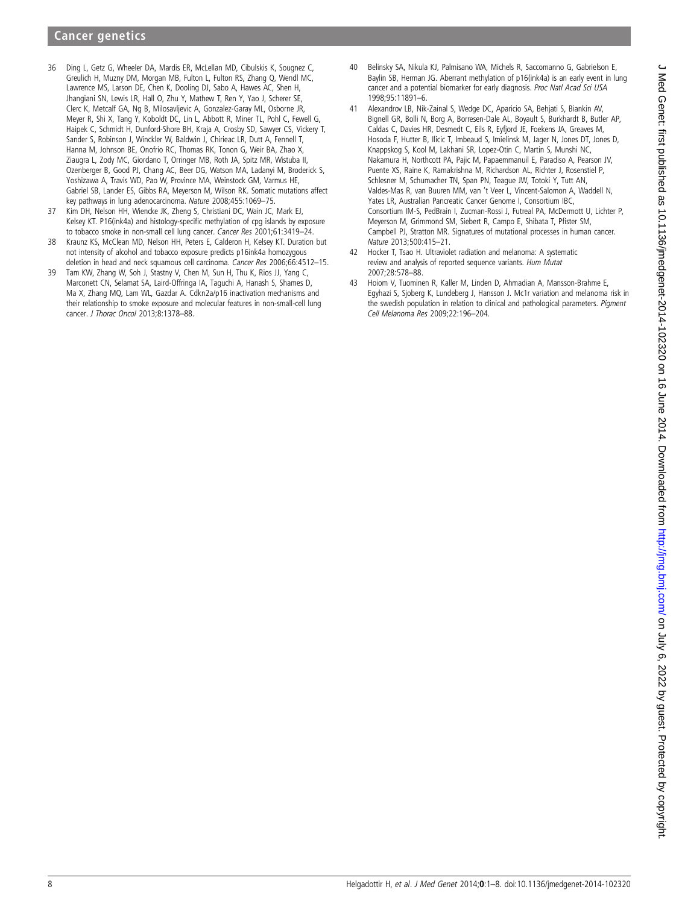36 Ding L, Getz G, Wheeler DA, Mardis ER, McLellan MD, Cibulskis K, Sougnez C, Greulich H, Muzny DM, Morgan MB, Fulton L, Fulton RS, Zhang Q, Wendl MC, Lawrence MS, Larson DE, Chen K, Dooling DJ, Sabo A, Hawes AC, Shen H, Jhangiani SN, Lewis LR, Hall O, Zhu Y, Mathew T, Ren Y, Yao J, Scherer SE, Clerc K, Metcalf GA, Ng B, Milosavljevic A, Gonzalez-Garay ML, Osborne JR, Meyer R, Shi X, Tang Y, Koboldt DC, Lin L, Abbott R, Miner TL, Pohl C, Fewell G, Haipek C, Schmidt H, Dunford-Shore BH, Kraja A, Crosby SD, Sawyer CS, Vickery T, Sander S, Robinson J, Winckler W, Baldwin J, Chirieac LR, Dutt A, Fennell T, Hanna M, Johnson BE, Onofrio RC, Thomas RK, Tonon G, Weir BA, Zhao X, Ziaugra L, Zody MC, Giordano T, Orringer MB, Roth JA, Spitz MR, Wistuba II, Ozenberger B, Good PJ, Chang AC, Beer DG, Watson MA, Ladanyi M, Broderick S, Yoshizawa A, Travis WD, Pao W, Province MA, Weinstock GM, Varmus HE, Gabriel SB, Lander ES, Gibbs RA, Meyerson M, Wilson RK. Somatic mutations affect key pathways in lung adenocarcinoma. *Nature* 2008;455:1069–75.

37 Kim DH, Nelson HH, Wiencke JK, Zheng S, Christiani DC, Wain JC, Mark EJ, Kelsey KT. P16(ink4a) and histology-specific methylation of cpg islands by exposure to tobacco smoke in non-small cell lung cancer. *Cancer Res* 2001;61:3419–24.

38 Kraunz KS, McClean MD, Nelson HH, Peters E, Calderon H, Kelsey KT. Duration but not intensity of alcohol and tobacco exposure predicts p16ink4a homozygous deletion in head and neck squamous cell carcinoma. *Cancer Res* 2006;66:4512–15.

39 Tam KW, Zhang W, Soh J, Stastny V, Chen M, Sun H, Thu K, Rios JJ, Yang C, Marconett CN, Selamat SA, Laird-Offringa IA, Taguchi A, Hanash S, Shames D, Ma X, Zhang MQ, Lam WL, Gazdar A. Cdkn2a/p16 inactivation mechanisms and their relationship to smoke exposure and molecular features in non-small-cell lung cancer. *J Thorac Oncol* 2013;8:1378–88.

40 Belinsky SA, Nikula KJ, Palmisano WA, Michels R, Saccomanno G, Gabrielson E, Baylin SB, Herman JG. Aberrant methylation of p16(ink4a) is an early event in lung cancer and a potential biomarker for early diagnosis. *Proc Natl Acad Sci USA* 1998;95:11891–6.

41 Alexandrov LB, Nik-Zainal S, Wedge DC, Aparicio SA, Behjati S, Biankin AV, Bignell GR, Bolli N, Borg A, Borresen-Dale AL, Boyault S, Burkhardt B, Butler AP, Caldas C, Davies HR, Desmedt C, Eils R, Eyfjord JE, Foekens JA, Greaves M, Hosoda F, Hutter B, Ilicic T, Imbeaud S, Imielinsk M, Jager N, Jones DT, Jones D, Knappskog S, Kool M, Lakhani SR, Lopez-Otin C, Martin S, Munshi NC, Nakamura H, Northcott PA, Pajic M, Papaemmanuil E, Paradiso A, Pearson JV, Puente XS, Raine K, Ramakrishna M, Richardson AL, Richter J, Rosenstiel P, Schlesner M, Schumacher TN, Span PN, Teague JW, Totoki Y, Tutt AN, Valdes-Mas R, van Buuren MM, van 't Veer L, Vincent-Salomon A, Waddell N, Yates LR, Australian Pancreatic Cancer Genome I, Consortium IBC, Consortium IM-S, PedBrain I, Zucman-Rossi J, Futreal PA, McDermott U, Lichter P, Meyerson M, Grimmond SM, Siebert R, Campo E, Shibata T, Pfister SM, Campbell PJ, Stratton MR. Signatures of mutational processes in human cancer. *Nature* 2013;500:415–21.

42 Hocker T, Tsao H. Ultraviolet radiation and melanoma: A systematic review and analysis of reported sequence variants. *Hum Mutat* 2007;28:578–88.

43 Hoiom V, Tuominen R, Kaller M, Linden D, Ahmadian A, Mansson-Brahme E, Egyhazi S, Sjoberg K, Lundeberg J, Hansson J. Mc1r variation and melanoma risk in the swedish population in relation to clinical and pathological parameters. *Pigment Cell Melanoma Res* 2009;22:196–204.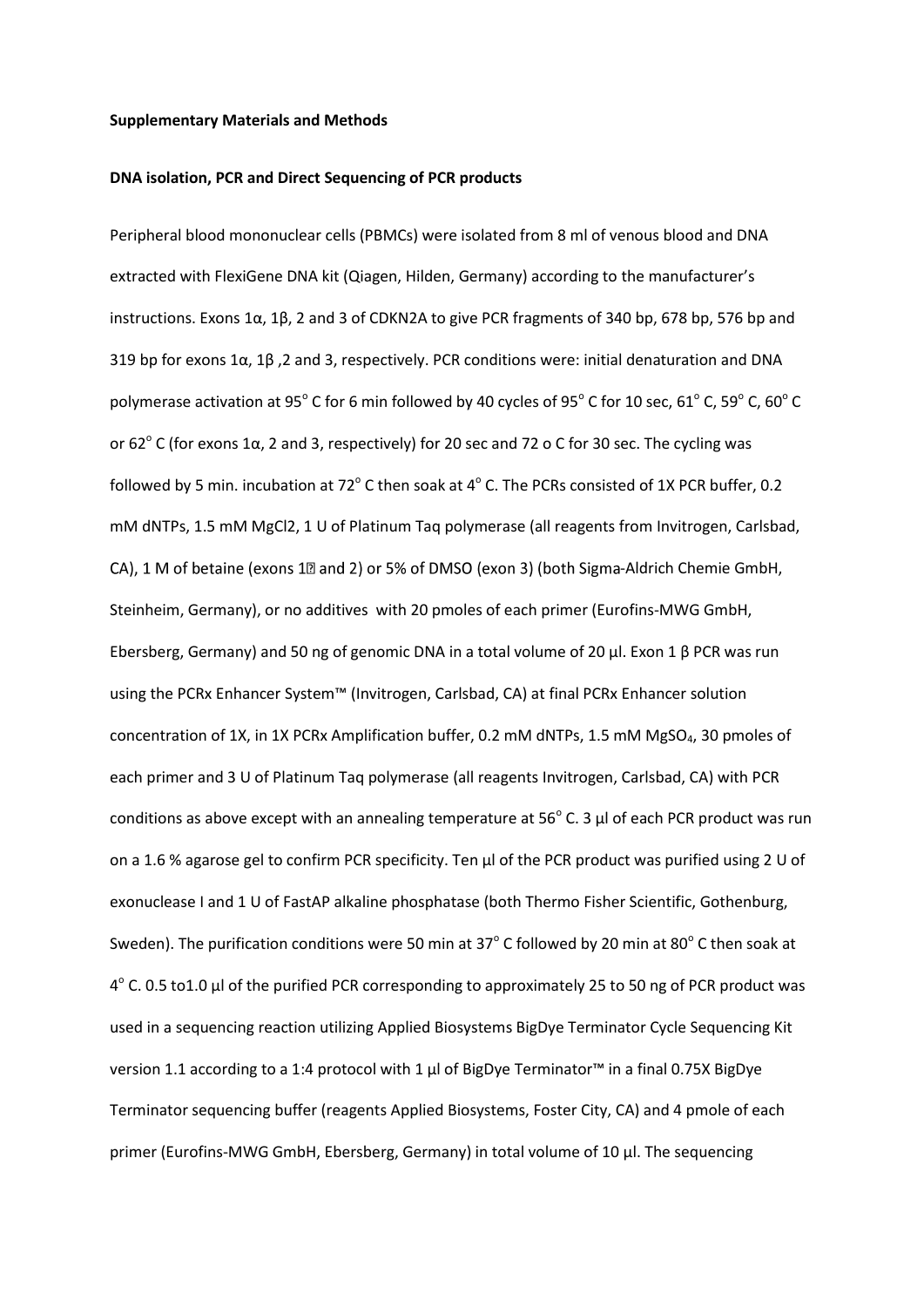**Supplementary Materials and Methods**

**DNA isolation, PCR and Direct Sequencing of PCR products**

Peripheral blood mononuclear cells (PBMCs) were isolated from 8 ml of venous blood and DNA extracted with FlexiGene DNA kit (Qiagen, Hilden, Germany) according to the manufacturer's instructions. Exons 1α, 1β, 2 and 3 of CDKN2A to give PCR fragments of 340 bp, 678 bp, 576 bp and 319 bp for exons 1α, 1β ,2 and 3, respectively. PCR conditions were: initial denaturation and DNA polymerase activation at 95° C for 6 min followed by 40 cycles of 95° C for 10 sec, 61° C, 59° C, 60° C or 62° C (for exons 1α, 2 and 3, respectively) for 20 sec and 72 o C for 30 sec. The cycling was followed by 5 min. incubation at 72° C then soak at 4° C. The PCRs consisted of 1X PCR buffer, 0.2 mM dNTPs, 1.5 mM MgCl2, 1 U of Platinum Taq polymerase (all reagents from Invitrogen, Carlsbad, CA), 1 M of betaine (exons 1� and 2) or 5% of DMSO (exon 3) (both Sigma-Aldrich Chemie GmbH, Steinheim, Germany), or no additives with 20 pmoles of each primer (Eurofins-MWG GmbH, Ebersberg, Germany) and 50 ng of genomic DNA in a total volume of 20 µl. Exon 1 β PCR was run using the PCRx Enhancer System™ (Invitrogen, Carlsbad, CA) at final PCRx Enhancer solution concentration of 1X, in 1X PCRx Amplification buffer, 0.2 mM dNTPs, 1.5 mM $MgSO_4$, 30 pmoles of each primer and 3 U of Platinum Taq polymerase (all reagents Invitrogen, Carlsbad, CA) with PCR conditions as above except with an annealing temperature at 56° C. 3 µl of each PCR product was run on a 1.6 % agarose gel to confirm PCR specificity. Ten µl of the PCR product was purified using 2 U of exonuclease I and 1 U of FastAP alkaline phosphatase (both Thermo Fisher Scientific, Gothenburg, Sweden). The purification conditions were 50 min at 37° C followed by 20 min at 80° C then soak at 4° C. 0.5 to1.0 µl of the purified PCR corresponding to approximately 25 to 50 ng of PCR product was used in a sequencing reaction utilizing Applied Biosystems BigDye Terminator Cycle Sequencing Kit version 1.1 according to a 1:4 protocol with 1 µl of BigDye Terminator™ in a final 0.75X BigDye Terminator sequencing buffer (reagents Applied Biosystems, Foster City, CA) and 4 pmole of each primer (Eurofins-MWG GmbH, Ebersberg, Germany) in total volume of 10 µl. The sequencing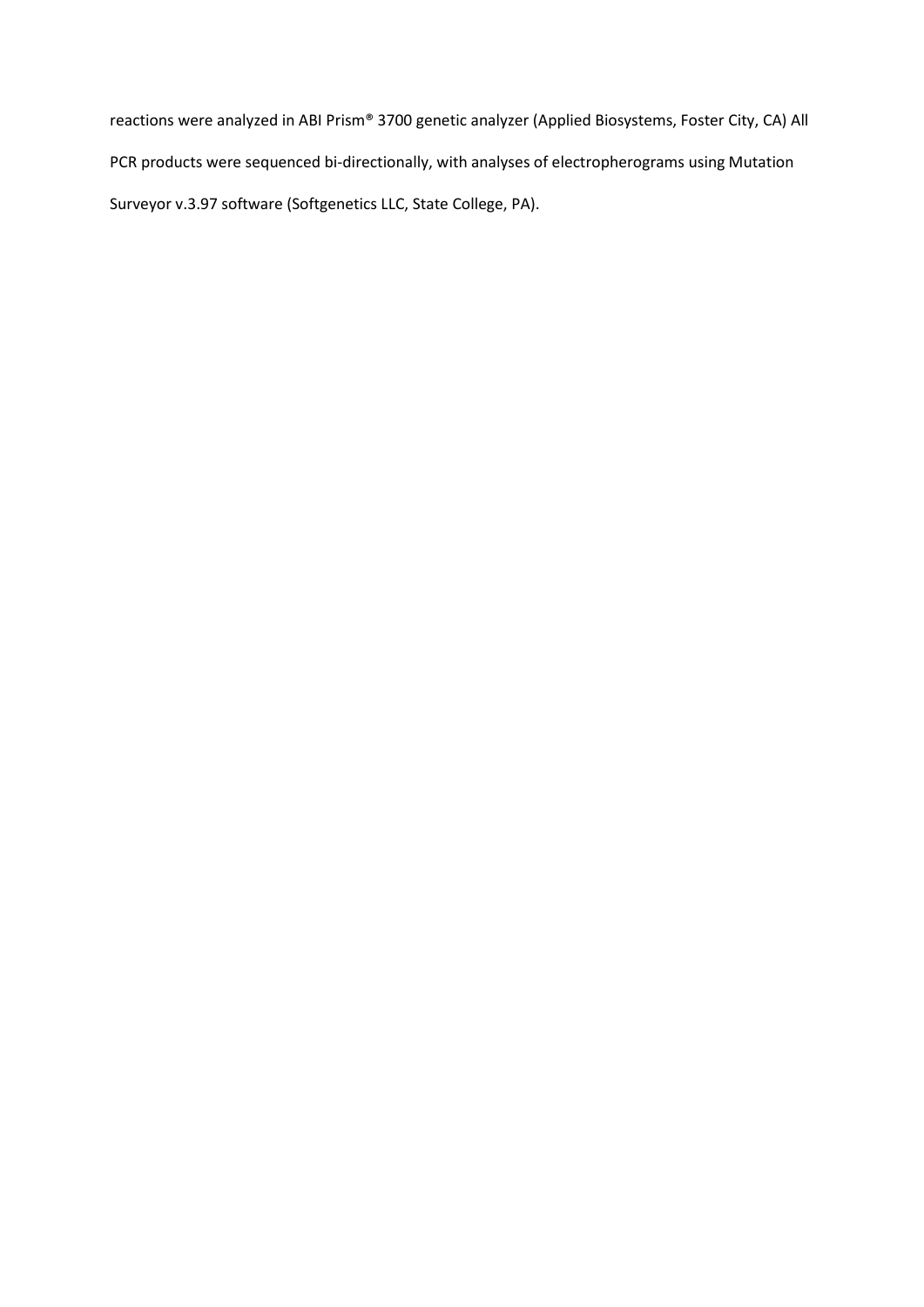reactions were analyzed in ABI Prism® 3700 genetic analyzer (Applied Biosystems, Foster City, CA) All PCR products were sequenced bi-directionally, with analyses of electropherograms using Mutation Surveyor v.3.97 software (Softgenetics LLC, State College, PA).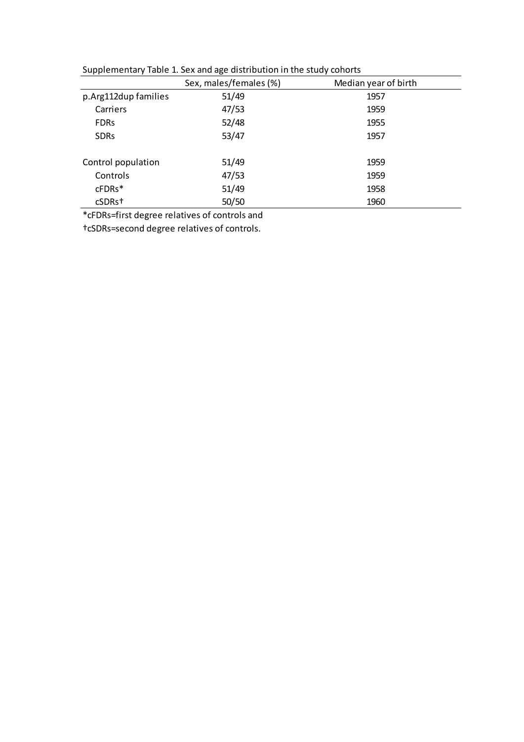Supplementary Table 1. Sex and age distribution in the study cohorts

| | Sex, males/females (%) | Median year of birth |
|---|---|---|
| p.Arg112dup families | 51/49 | 1957 |
| Carriers | 47/53 | 1959 |
| FDRs | 52/48 | 1955 |
| SDRs | 53/47 | 1957 |
| | | |
| Control population | 51/49 | 1959 |
| Controls | 47/53 | 1959 |
| cFDRs* | 51/49 | 1958 |
| cSDRs† | 50/50 | 1960 |

*cFDRs=first degree relatives of controls and

†cSDRs=second degree relatives of controls.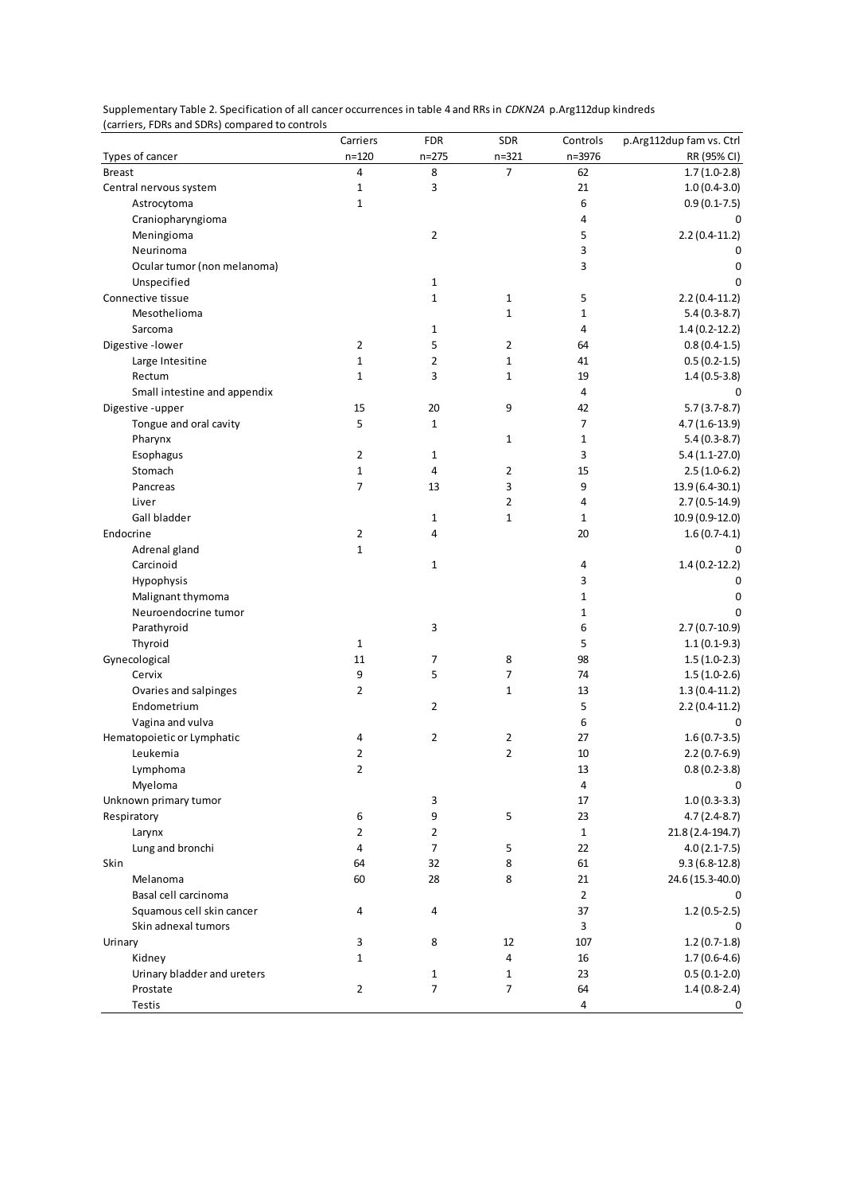Supplementary Table 2. Specification of all cancer occurrences in table 4 and RRs in *CDKN2A* p.Arg112dup kindreds (carriers, FDRs and SDRs) compared to controls

| Types of cancer | Carriers n=120 | FDR n=275 | SDR n=321 | Controls n=3976 | p.Arg112dup fam vs. Ctrl RR (95% CI) |
|---|---|---|---|---|---|
| Breast | 4 | 8 | 7 | 62 | 1.7 (1.0-2.8) |
| Central nervous system | 1 | 3 | | 21 | 1.0 (0.4-3.0) |
| Astrocytoma | 1 | | | 6 | 0.9 (0.1-7.5) |
| Craniopharyngioma | | | | 4 | 0 |
| Meningioma | | 2 | | 5 | 2.2 (0.4-11.2) |
| Neurinoma | | | | 3 | 0 |
| Ocular tumor (non melanoma) | | | | 3 | 0 |
| Unspecified | | 1 | | | 0 |
| Connective tissue | | 1 | 1 | 5 | 2.2 (0.4-11.2) |
| Mesothelioma | | | 1 | 1 | 5.4 (0.3-8.7) |
| Sarcoma | | 1 | | 4 | 1.4 (0.2-12.2) |
| Digestive -lower | 2 | 5 | 2 | 64 | 0.8 (0.4-1.5) |
| Large Intesitine | 1 | 2 | 1 | 41 | 0.5 (0.2-1.5) |
| Rectum | 1 | 3 | 1 | 19 | 1.4 (0.5-3.8) |
| Small intestine and appendix | | | | 4 | 0 |
| Digestive -upper | 15 | 20 | 9 | 42 | 5.7 (3.7-8.7) |
| Tongue and oral cavity | 5 | 1 | | 7 | 4.7 (1.6-13.9) |
| Pharynx | | | 1 | 1 | 5.4 (0.3-8.7) |
| Esophagus | 2 | 1 | | 3 | 5.4 (1.1-27.0) |
| Stomach | 1 | 4 | 2 | 15 | 2.5 (1.0-6.2) |
| Pancreas | 7 | 13 | 3 | 9 | 13.9 (6.4-30.1) |
| Liver | | | 2 | 4 | 2.7 (0.5-14.9) |
| Gall bladder | | 1 | 1 | 1 | 10.9 (0.9-12.0) |
| Endocrine | 2 | 4 | | 20 | 1.6 (0.7-4.1) |
| Adrenal gland | 1 | | | | 0 |
| Carcinoid | | 1 | | 4 | 1.4 (0.2-12.2) |
| Hypophysis | | | | 3 | 0 |
| Malignant thymoma | | | | 1 | 0 |
| Neuroendocrine tumor | | | | 1 | 0 |
| Parathyroid | | 3 | | 6 | 2.7 (0.7-10.9) |
| Thyroid | 1 | | | 5 | 1.1 (0.1-9.3) |
| Gynecological | 11 | 7 | 8 | 98 | 1.5 (1.0-2.3) |
| Cervix | 9 | 5 | 7 | 74 | 1.5 (1.0-2.6) |
| Ovaries and salpinges | 2 | | 1 | 13 | 1.3 (0.4-11.2) |
| Endometrium | | 2 | | 5 | 2.2 (0.4-11.2) |
| Vagina and vulva | | | | 6 | 0 |
| Hematopoietic or Lymphatic | 4 | 2 | 2 | 27 | 1.6 (0.7-3.5) |
| Leukemia | 2 | | 2 | 10 | 2.2 (0.7-6.9) |
| Lymphoma | 2 | | | 13 | 0.8 (0.2-3.8) |
| Myeloma | | | | 4 | 0 |
| Unknown primary tumor | | 3 | | 17 | 1.0 (0.3-3.3) |
| Respiratory | 6 | 9 | 5 | 23 | 4.7 (2.4-8.7) |
| Larynx | 2 | 2 | | 1 | 21.8 (2.4-194.7) |
| Lung and bronchi | 4 | 7 | 5 | 22 | 4.0 (2.1-7.5) |
| Skin | 64 | 32 | 8 | 61 | 9.3 (6.8-12.8) |
| Melanoma | 60 | 28 | 8 | 21 | 24.6 (15.3-40.0) |
| Basal cell carcinoma | | | | 2 | 0 |
| Squamous cell skin cancer | 4 | 4 | | 37 | 1.2 (0.5-2.5) |
| Skin adnexal tumors | | | | 3 | 0 |
| Urinary | 3 | 8 | 12 | 107 | 1.2 (0.7-1.8) |
| Kidney | 1 | | 4 | 16 | 1.7 (0.6-4.6) |
| Urinary bladder and ureters | | 1 | 1 | 23 | 0.5 (0.1-2.0) |
| Prostate | 2 | 7 | 7 | 64 | 1.4 (0.8-2.4) |
| Testis | | | | 4 | 0 |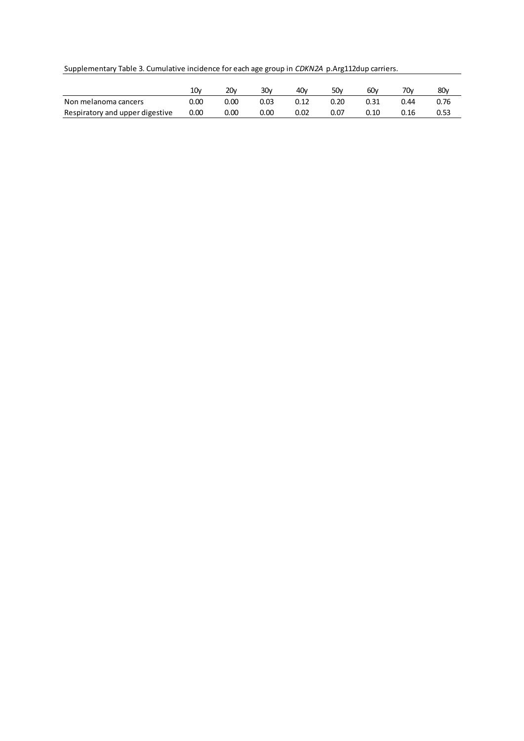Supplementary Table 3. Cumulative incidence for each age group in *CDKN2A* p.Arg112dup carriers.

| | 10y | 20y | 30y | 40y | 50y | 60y | 70y | 80y |
|---|---|---|---|---|---|---|---|---|
| Non melanoma cancers | 0.00 | 0.00 | 0.03 | 0.12 | 0.20 | 0.31 | 0.44 | 0.76 |
| Respiratory and upper digestive | 0.00 | 0.00 | 0.00 | 0.02 | 0.07 | 0.10 | 0.16 | 0.53 |